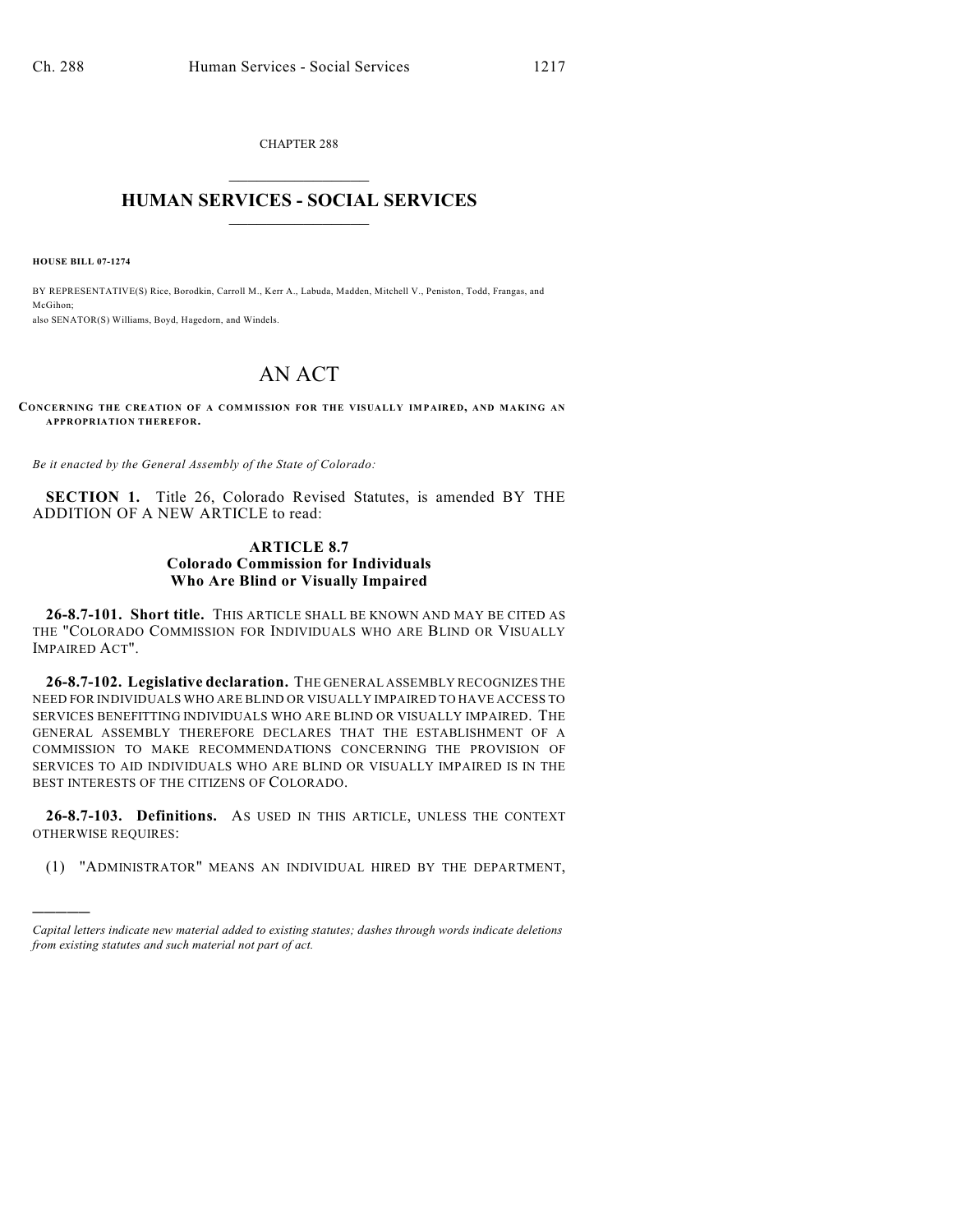CHAPTER 288

# HUMAN SERVICES - SOCIAL SERVICES

**HOUSE BILL 07-1274**

BY REPRESENTATIVE(S) Rice, Borodkin, Carroll M., Kerr A., Labuda, Madden, Mitchell V., Peniston, Todd, Frangas, and McGihon;
also SENATOR(S) Williams, Boyd, Hagedorn, and Windels.

# AN ACT

**CONCERNING THE CREATION OF A COMMISSION FOR THE VISUALLY IMPAIRED, AND MAKING AN APPROPRIATION THEREFOR.**

*Be it enacted by the General Assembly of the State of Colorado:*

**SECTION 1.** Title 26, Colorado Revised Statutes, is amended BY THE ADDITION OF A NEW ARTICLE to read:

### ARTICLE 8.7
### Colorado Commission for Individuals Who Are Blind or Visually Impaired

**26-8.7-101. Short title.** THIS ARTICLE SHALL BE KNOWN AND MAY BE CITED AS THE "COLORADO COMMISSION FOR INDIVIDUALS WHO ARE BLIND OR VISUALLY IMPAIRED ACT".

**26-8.7-102. Legislative declaration.** THE GENERAL ASSEMBLY RECOGNIZES THE NEED FOR INDIVIDUALS WHO ARE BLIND OR VISUALLY IMPAIRED TO HAVE ACCESS TO SERVICES BENEFITTING INDIVIDUALS WHO ARE BLIND OR VISUALLY IMPAIRED. THE GENERAL ASSEMBLY THEREFORE DECLARES THAT THE ESTABLISHMENT OF A COMMISSION TO MAKE RECOMMENDATIONS CONCERNING THE PROVISION OF SERVICES TO AID INDIVIDUALS WHO ARE BLIND OR VISUALLY IMPAIRED IS IN THE BEST INTERESTS OF THE CITIZENS OF COLORADO.

**26-8.7-103. Definitions.** AS USED IN THIS ARTICLE, UNLESS THE CONTEXT OTHERWISE REQUIRES:

(1) "ADMINISTRATOR" MEANS AN INDIVIDUAL HIRED BY THE DEPARTMENT,

---

*Capital letters indicate new material added to existing statutes; dashes through words indicate deletions from existing statutes and such material not part of act.*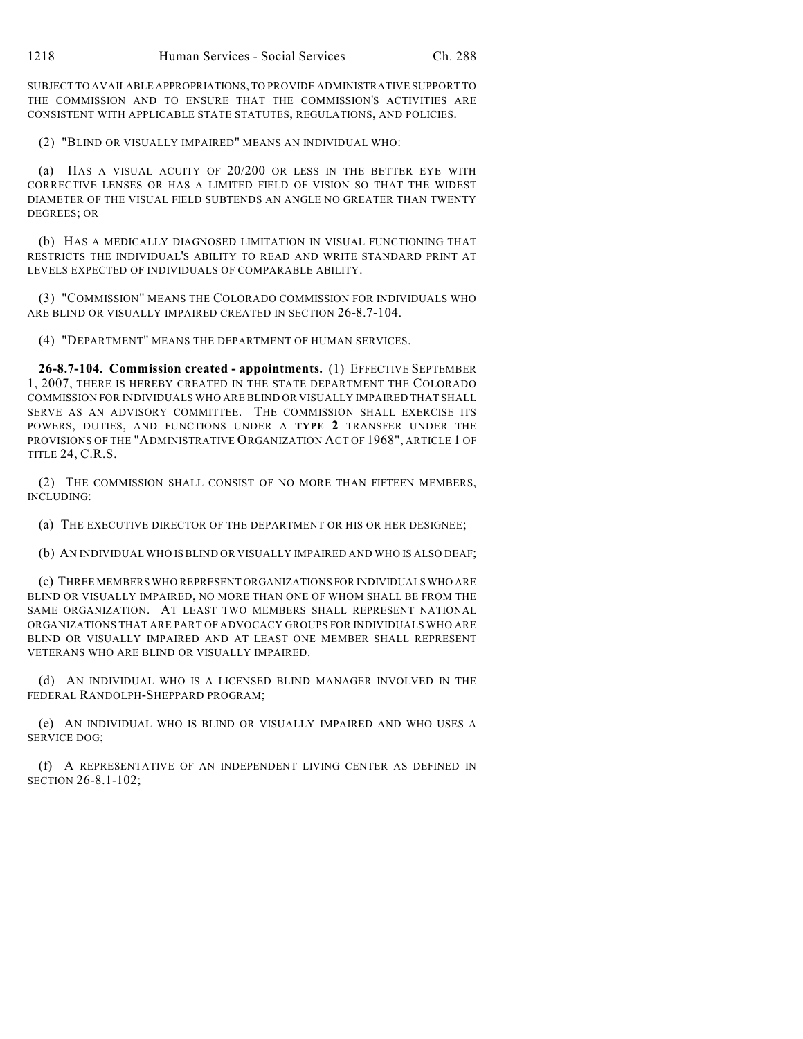SUBJECT TO AVAILABLE APPROPRIATIONS, TO PROVIDE ADMINISTRATIVE SUPPORT TO THE COMMISSION AND TO ENSURE THAT THE COMMISSION'S ACTIVITIES ARE CONSISTENT WITH APPLICABLE STATE STATUTES, REGULATIONS, AND POLICIES.

(2) "BLIND OR VISUALLY IMPAIRED" MEANS AN INDIVIDUAL WHO:

(a) HAS A VISUAL ACUITY OF 20/200 OR LESS IN THE BETTER EYE WITH CORRECTIVE LENSES OR HAS A LIMITED FIELD OF VISION SO THAT THE WIDEST DIAMETER OF THE VISUAL FIELD SUBTENDS AN ANGLE NO GREATER THAN TWENTY DEGREES; OR

(b) HAS A MEDICALLY DIAGNOSED LIMITATION IN VISUAL FUNCTIONING THAT RESTRICTS THE INDIVIDUAL'S ABILITY TO READ AND WRITE STANDARD PRINT AT LEVELS EXPECTED OF INDIVIDUALS OF COMPARABLE ABILITY.

(3) "COMMISSION" MEANS THE COLORADO COMMISSION FOR INDIVIDUALS WHO ARE BLIND OR VISUALLY IMPAIRED CREATED IN SECTION 26-8.7-104.

(4) "DEPARTMENT" MEANS THE DEPARTMENT OF HUMAN SERVICES.

**26-8.7-104. Commission created - appointments.** (1) EFFECTIVE SEPTEMBER 1, 2007, THERE IS HEREBY CREATED IN THE STATE DEPARTMENT THE COLORADO COMMISSION FOR INDIVIDUALS WHO ARE BLIND OR VISUALLY IMPAIRED THAT SHALL SERVE AS AN ADVISORY COMMITTEE. THE COMMISSION SHALL EXERCISE ITS POWERS, DUTIES, AND FUNCTIONS UNDER A **TYPE 2** TRANSFER UNDER THE PROVISIONS OF THE "ADMINISTRATIVE ORGANIZATION ACT OF 1968", ARTICLE 1 OF TITLE 24, C.R.S.

(2) THE COMMISSION SHALL CONSIST OF NO MORE THAN FIFTEEN MEMBERS, INCLUDING:

(a) THE EXECUTIVE DIRECTOR OF THE DEPARTMENT OR HIS OR HER DESIGNEE;

(b) AN INDIVIDUAL WHO IS BLIND OR VISUALLY IMPAIRED AND WHO IS ALSO DEAF;

(c) THREE MEMBERS WHO REPRESENT ORGANIZATIONS FOR INDIVIDUALS WHO ARE BLIND OR VISUALLY IMPAIRED, NO MORE THAN ONE OF WHOM SHALL BE FROM THE SAME ORGANIZATION. AT LEAST TWO MEMBERS SHALL REPRESENT NATIONAL ORGANIZATIONS THAT ARE PART OF ADVOCACY GROUPS FOR INDIVIDUALS WHO ARE BLIND OR VISUALLY IMPAIRED AND AT LEAST ONE MEMBER SHALL REPRESENT VETERANS WHO ARE BLIND OR VISUALLY IMPAIRED.

(d) AN INDIVIDUAL WHO IS A LICENSED BLIND MANAGER INVOLVED IN THE FEDERAL RANDOLPH-SHEPPARD PROGRAM;

(e) AN INDIVIDUAL WHO IS BLIND OR VISUALLY IMPAIRED AND WHO USES A SERVICE DOG;

(f) A REPRESENTATIVE OF AN INDEPENDENT LIVING CENTER AS DEFINED IN SECTION 26-8.1-102;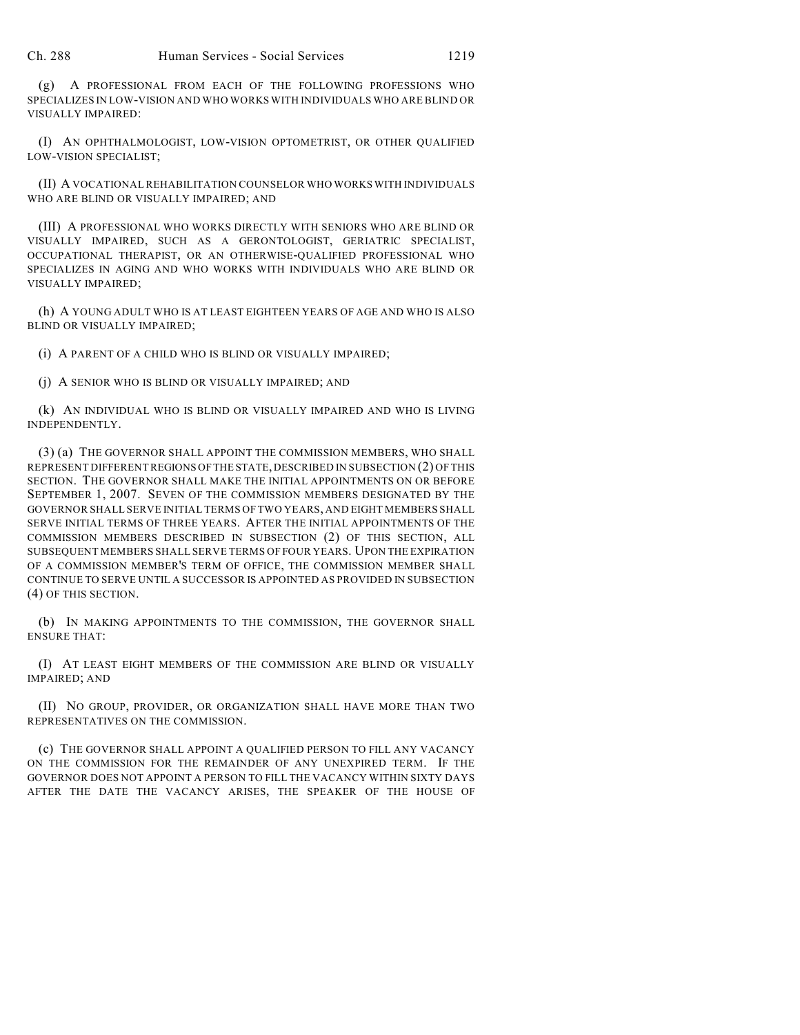(g) A PROFESSIONAL FROM EACH OF THE FOLLOWING PROFESSIONS WHO SPECIALIZES IN LOW-VISION AND WHO WORKS WITH INDIVIDUALS WHO ARE BLIND OR VISUALLY IMPAIRED:

(I) AN OPHTHALMOLOGIST, LOW-VISION OPTOMETRIST, OR OTHER QUALIFIED LOW-VISION SPECIALIST;

(II) A VOCATIONAL REHABILITATION COUNSELOR WHO WORKS WITH INDIVIDUALS WHO ARE BLIND OR VISUALLY IMPAIRED; AND

(III) A PROFESSIONAL WHO WORKS DIRECTLY WITH SENIORS WHO ARE BLIND OR VISUALLY IMPAIRED, SUCH AS A GERONTOLOGIST, GERIATRIC SPECIALIST, OCCUPATIONAL THERAPIST, OR AN OTHERWISE-QUALIFIED PROFESSIONAL WHO SPECIALIZES IN AGING AND WHO WORKS WITH INDIVIDUALS WHO ARE BLIND OR VISUALLY IMPAIRED;

(h) A YOUNG ADULT WHO IS AT LEAST EIGHTEEN YEARS OF AGE AND WHO IS ALSO BLIND OR VISUALLY IMPAIRED;

(i) A PARENT OF A CHILD WHO IS BLIND OR VISUALLY IMPAIRED;

(j) A SENIOR WHO IS BLIND OR VISUALLY IMPAIRED; AND

(k) AN INDIVIDUAL WHO IS BLIND OR VISUALLY IMPAIRED AND WHO IS LIVING INDEPENDENTLY.

(3) (a) THE GOVERNOR SHALL APPOINT THE COMMISSION MEMBERS, WHO SHALL REPRESENT DIFFERENT REGIONS OF THE STATE, DESCRIBED IN SUBSECTION (2) OF THIS SECTION. THE GOVERNOR SHALL MAKE THE INITIAL APPOINTMENTS ON OR BEFORE SEPTEMBER 1, 2007. SEVEN OF THE COMMISSION MEMBERS DESIGNATED BY THE GOVERNOR SHALL SERVE INITIAL TERMS OF TWO YEARS, AND EIGHT MEMBERS SHALL SERVE INITIAL TERMS OF THREE YEARS. AFTER THE INITIAL APPOINTMENTS OF THE COMMISSION MEMBERS DESCRIBED IN SUBSECTION (2) OF THIS SECTION, ALL SUBSEQUENT MEMBERS SHALL SERVE TERMS OF FOUR YEARS. UPON THE EXPIRATION OF A COMMISSION MEMBER'S TERM OF OFFICE, THE COMMISSION MEMBER SHALL CONTINUE TO SERVE UNTIL A SUCCESSOR IS APPOINTED AS PROVIDED IN SUBSECTION (4) OF THIS SECTION.

(b) IN MAKING APPOINTMENTS TO THE COMMISSION, THE GOVERNOR SHALL ENSURE THAT:

(I) AT LEAST EIGHT MEMBERS OF THE COMMISSION ARE BLIND OR VISUALLY IMPAIRED; AND

(II) NO GROUP, PROVIDER, OR ORGANIZATION SHALL HAVE MORE THAN TWO REPRESENTATIVES ON THE COMMISSION.

(c) THE GOVERNOR SHALL APPOINT A QUALIFIED PERSON TO FILL ANY VACANCY ON THE COMMISSION FOR THE REMAINDER OF ANY UNEXPIRED TERM. IF THE GOVERNOR DOES NOT APPOINT A PERSON TO FILL THE VACANCY WITHIN SIXTY DAYS AFTER THE DATE THE VACANCY ARISES, THE SPEAKER OF THE HOUSE OF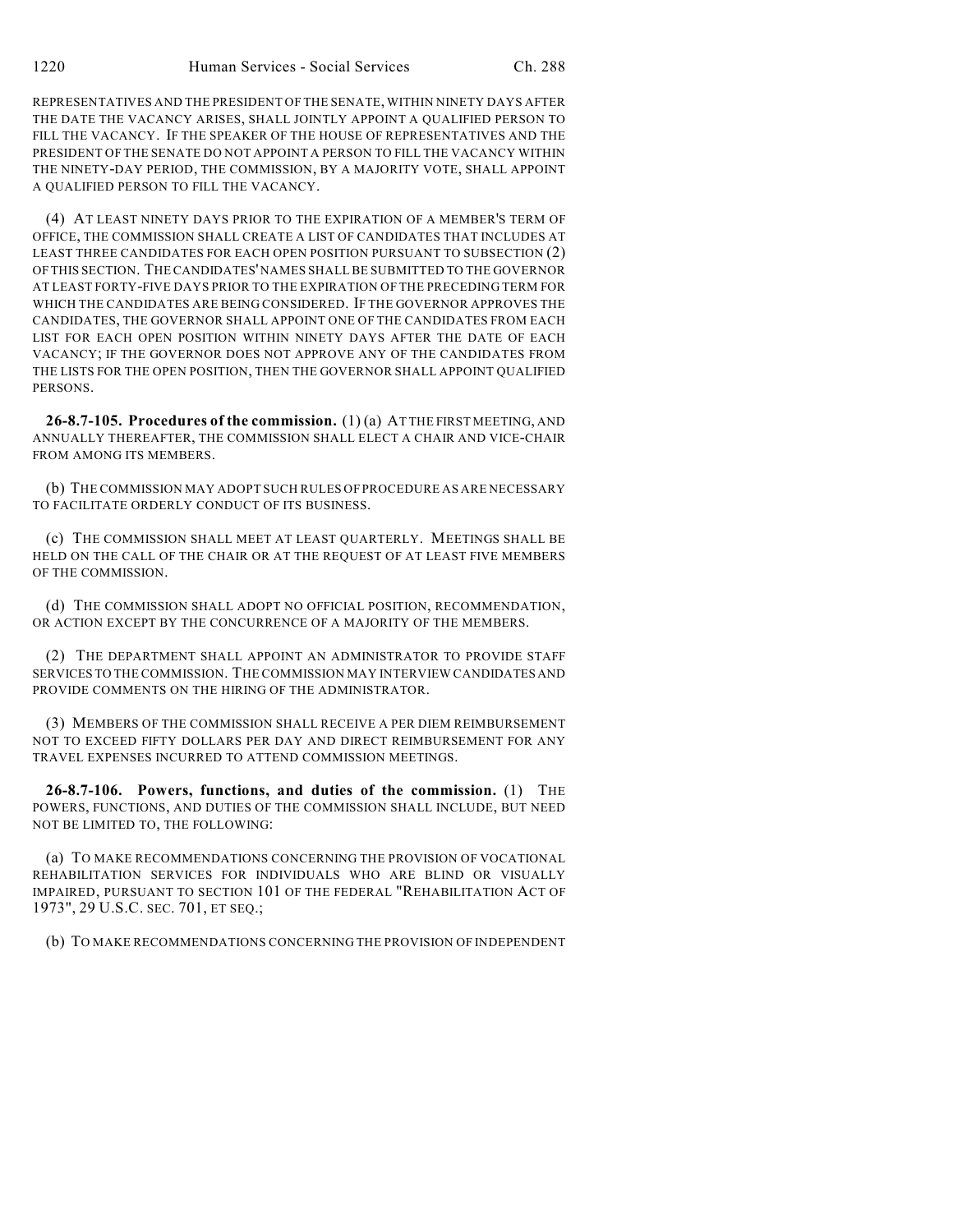REPRESENTATIVES AND THE PRESIDENT OF THE SENATE, WITHIN NINETY DAYS AFTER THE DATE THE VACANCY ARISES, SHALL JOINTLY APPOINT A QUALIFIED PERSON TO FILL THE VACANCY. IF THE SPEAKER OF THE HOUSE OF REPRESENTATIVES AND THE PRESIDENT OF THE SENATE DO NOT APPOINT A PERSON TO FILL THE VACANCY WITHIN THE NINETY-DAY PERIOD, THE COMMISSION, BY A MAJORITY VOTE, SHALL APPOINT A QUALIFIED PERSON TO FILL THE VACANCY.

(4) AT LEAST NINETY DAYS PRIOR TO THE EXPIRATION OF A MEMBER'S TERM OF OFFICE, THE COMMISSION SHALL CREATE A LIST OF CANDIDATES THAT INCLUDES AT LEAST THREE CANDIDATES FOR EACH OPEN POSITION PURSUANT TO SUBSECTION (2) OF THIS SECTION. THE CANDIDATES' NAMES SHALL BE SUBMITTED TO THE GOVERNOR AT LEAST FORTY-FIVE DAYS PRIOR TO THE EXPIRATION OF THE PRECEDING TERM FOR WHICH THE CANDIDATES ARE BEING CONSIDERED. IF THE GOVERNOR APPROVES THE CANDIDATES, THE GOVERNOR SHALL APPOINT ONE OF THE CANDIDATES FROM EACH LIST FOR EACH OPEN POSITION WITHIN NINETY DAYS AFTER THE DATE OF EACH VACANCY; IF THE GOVERNOR DOES NOT APPROVE ANY OF THE CANDIDATES FROM THE LISTS FOR THE OPEN POSITION, THEN THE GOVERNOR SHALL APPOINT QUALIFIED PERSONS.

**26-8.7-105. Procedures of the commission.** (1) (a) AT THE FIRST MEETING, AND ANNUALLY THEREAFTER, THE COMMISSION SHALL ELECT A CHAIR AND VICE-CHAIR FROM AMONG ITS MEMBERS.

(b) THE COMMISSION MAY ADOPT SUCH RULES OF PROCEDURE AS ARE NECESSARY TO FACILITATE ORDERLY CONDUCT OF ITS BUSINESS.

(c) THE COMMISSION SHALL MEET AT LEAST QUARTERLY. MEETINGS SHALL BE HELD ON THE CALL OF THE CHAIR OR AT THE REQUEST OF AT LEAST FIVE MEMBERS OF THE COMMISSION.

(d) THE COMMISSION SHALL ADOPT NO OFFICIAL POSITION, RECOMMENDATION, OR ACTION EXCEPT BY THE CONCURRENCE OF A MAJORITY OF THE MEMBERS.

(2) THE DEPARTMENT SHALL APPOINT AN ADMINISTRATOR TO PROVIDE STAFF SERVICES TO THE COMMISSION. THE COMMISSION MAY INTERVIEW CANDIDATES AND PROVIDE COMMENTS ON THE HIRING OF THE ADMINISTRATOR.

(3) MEMBERS OF THE COMMISSION SHALL RECEIVE A PER DIEM REIMBURSEMENT NOT TO EXCEED FIFTY DOLLARS PER DAY AND DIRECT REIMBURSEMENT FOR ANY TRAVEL EXPENSES INCURRED TO ATTEND COMMISSION MEETINGS.

**26-8.7-106. Powers, functions, and duties of the commission.** (1) THE POWERS, FUNCTIONS, AND DUTIES OF THE COMMISSION SHALL INCLUDE, BUT NEED NOT BE LIMITED TO, THE FOLLOWING:

(a) TO MAKE RECOMMENDATIONS CONCERNING THE PROVISION OF VOCATIONAL REHABILITATION SERVICES FOR INDIVIDUALS WHO ARE BLIND OR VISUALLY IMPAIRED, PURSUANT TO SECTION 101 OF THE FEDERAL "REHABILITATION ACT OF 1973", 29 U.S.C. SEC. 701, ET SEQ.;

(b) TO MAKE RECOMMENDATIONS CONCERNING THE PROVISION OF INDEPENDENT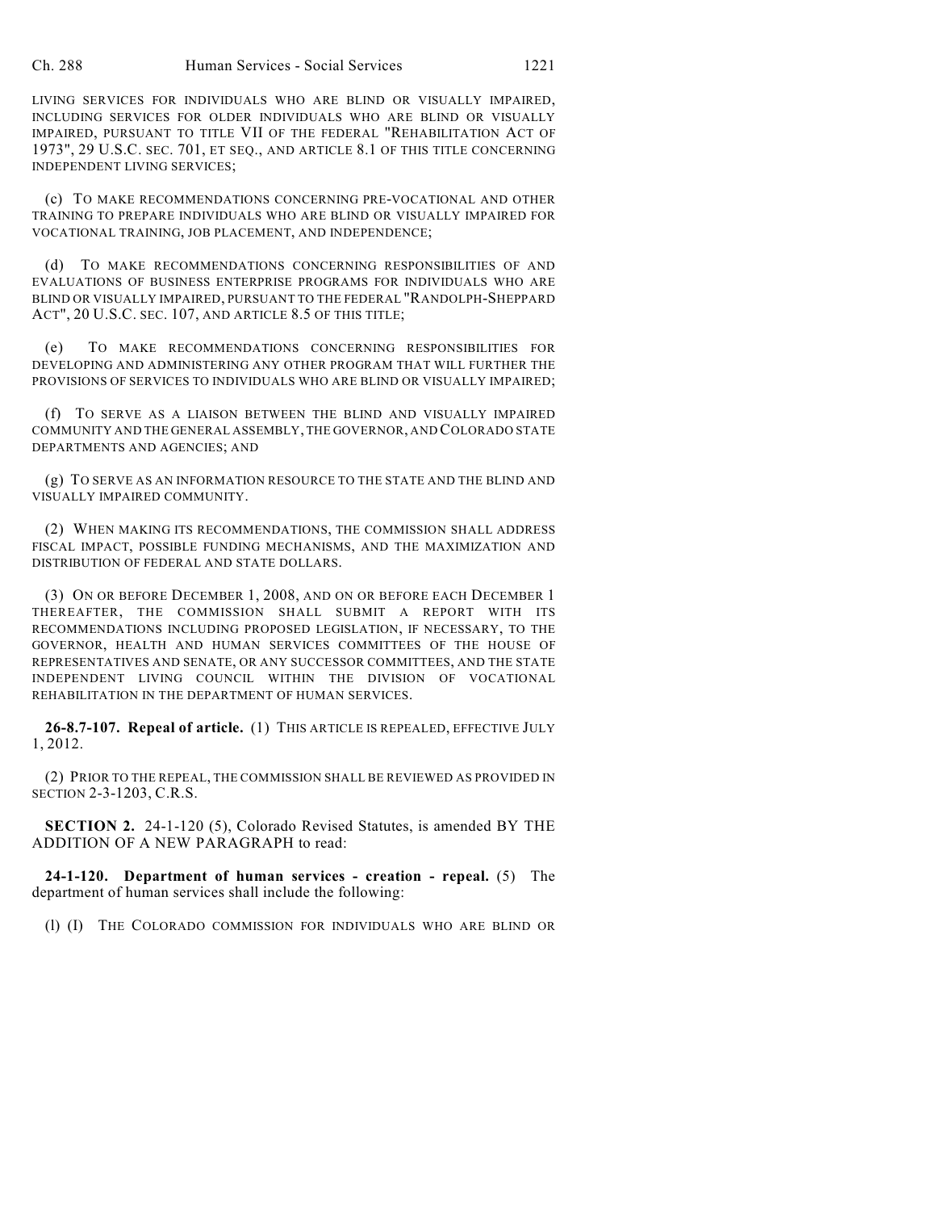LIVING SERVICES FOR INDIVIDUALS WHO ARE BLIND OR VISUALLY IMPAIRED, INCLUDING SERVICES FOR OLDER INDIVIDUALS WHO ARE BLIND OR VISUALLY IMPAIRED, PURSUANT TO TITLE VII OF THE FEDERAL "REHABILITATION ACT OF 1973", 29 U.S.C. SEC. 701, ET SEQ., AND ARTICLE 8.1 OF THIS TITLE CONCERNING INDEPENDENT LIVING SERVICES;

(c) TO MAKE RECOMMENDATIONS CONCERNING PRE-VOCATIONAL AND OTHER TRAINING TO PREPARE INDIVIDUALS WHO ARE BLIND OR VISUALLY IMPAIRED FOR VOCATIONAL TRAINING, JOB PLACEMENT, AND INDEPENDENCE;

(d) TO MAKE RECOMMENDATIONS CONCERNING RESPONSIBILITIES OF AND EVALUATIONS OF BUSINESS ENTERPRISE PROGRAMS FOR INDIVIDUALS WHO ARE BLIND OR VISUALLY IMPAIRED, PURSUANT TO THE FEDERAL "RANDOLPH-SHEPPARD ACT", 20 U.S.C. SEC. 107, AND ARTICLE 8.5 OF THIS TITLE;

(e) TO MAKE RECOMMENDATIONS CONCERNING RESPONSIBILITIES FOR DEVELOPING AND ADMINISTERING ANY OTHER PROGRAM THAT WILL FURTHER THE PROVISIONS OF SERVICES TO INDIVIDUALS WHO ARE BLIND OR VISUALLY IMPAIRED;

(f) TO SERVE AS A LIAISON BETWEEN THE BLIND AND VISUALLY IMPAIRED COMMUNITY AND THE GENERAL ASSEMBLY, THE GOVERNOR, AND COLORADO STATE DEPARTMENTS AND AGENCIES; AND

(g) TO SERVE AS AN INFORMATION RESOURCE TO THE STATE AND THE BLIND AND VISUALLY IMPAIRED COMMUNITY.

(2) WHEN MAKING ITS RECOMMENDATIONS, THE COMMISSION SHALL ADDRESS FISCAL IMPACT, POSSIBLE FUNDING MECHANISMS, AND THE MAXIMIZATION AND DISTRIBUTION OF FEDERAL AND STATE DOLLARS.

(3) ON OR BEFORE DECEMBER 1, 2008, AND ON OR BEFORE EACH DECEMBER 1 THEREAFTER, THE COMMISSION SHALL SUBMIT A REPORT WITH ITS RECOMMENDATIONS INCLUDING PROPOSED LEGISLATION, IF NECESSARY, TO THE GOVERNOR, HEALTH AND HUMAN SERVICES COMMITTEES OF THE HOUSE OF REPRESENTATIVES AND SENATE, OR ANY SUCCESSOR COMMITTEES, AND THE STATE INDEPENDENT LIVING COUNCIL WITHIN THE DIVISION OF VOCATIONAL REHABILITATION IN THE DEPARTMENT OF HUMAN SERVICES.

**26-8.7-107. Repeal of article.** (1) THIS ARTICLE IS REPEALED, EFFECTIVE JULY 1, 2012.

(2) PRIOR TO THE REPEAL, THE COMMISSION SHALL BE REVIEWED AS PROVIDED IN SECTION 2-3-1203, C.R.S.

**SECTION 2.** 24-1-120 (5), Colorado Revised Statutes, is amended BY THE ADDITION OF A NEW PARAGRAPH to read:

**24-1-120. Department of human services - creation - repeal.** (5) The department of human services shall include the following:

(l) (I) THE COLORADO COMMISSION FOR INDIVIDUALS WHO ARE BLIND OR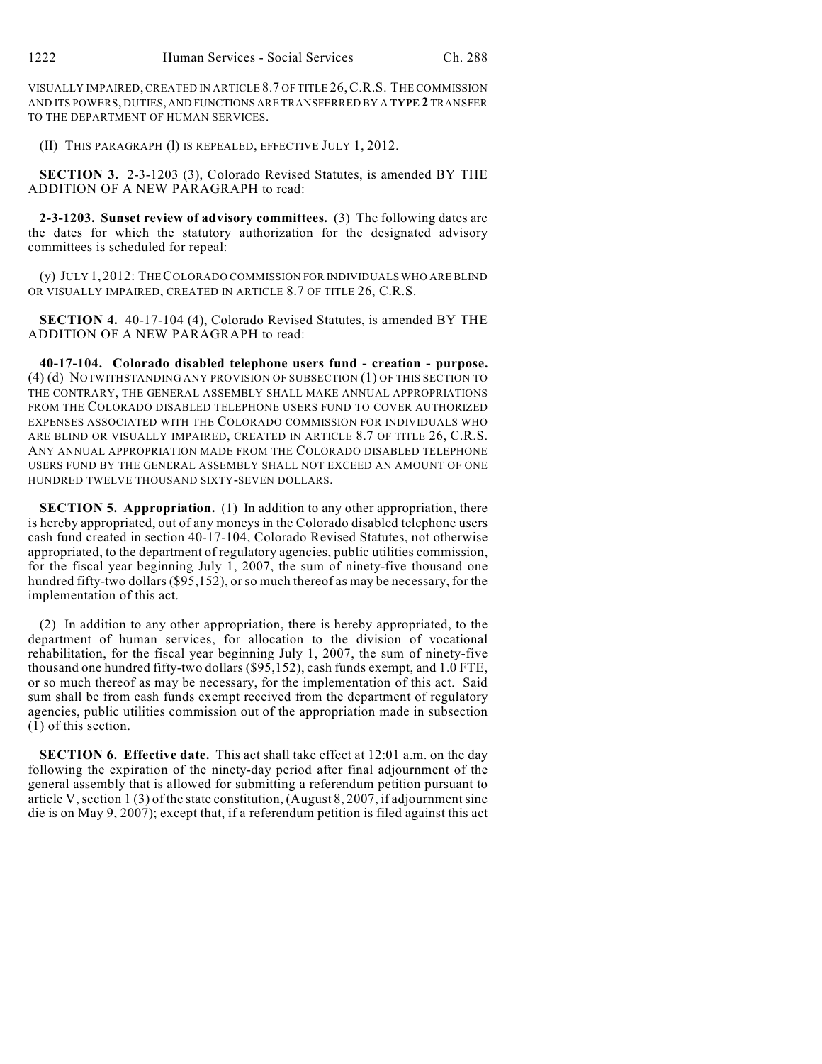VISUALLY IMPAIRED, CREATED IN ARTICLE 8.7 OF TITLE 26, C.R.S. THE COMMISSION AND ITS POWERS, DUTIES, AND FUNCTIONS ARE TRANSFERRED BY A **TYPE 2** TRANSFER TO THE DEPARTMENT OF HUMAN SERVICES.

(II) THIS PARAGRAPH (l) IS REPEALED, EFFECTIVE JULY 1, 2012.

**SECTION 3.** 2-3-1203 (3), Colorado Revised Statutes, is amended BY THE ADDITION OF A NEW PARAGRAPH to read:

**2-3-1203. Sunset review of advisory committees.** (3) The following dates are the dates for which the statutory authorization for the designated advisory committees is scheduled for repeal:

(y) JULY 1, 2012: THE COLORADO COMMISSION FOR INDIVIDUALS WHO ARE BLIND OR VISUALLY IMPAIRED, CREATED IN ARTICLE 8.7 OF TITLE 26, C.R.S.

**SECTION 4.** 40-17-104 (4), Colorado Revised Statutes, is amended BY THE ADDITION OF A NEW PARAGRAPH to read:

**40-17-104. Colorado disabled telephone users fund - creation - purpose.** (4) (d) NOTWITHSTANDING ANY PROVISION OF SUBSECTION (1) OF THIS SECTION TO THE CONTRARY, THE GENERAL ASSEMBLY SHALL MAKE ANNUAL APPROPRIATIONS FROM THE COLORADO DISABLED TELEPHONE USERS FUND TO COVER AUTHORIZED EXPENSES ASSOCIATED WITH THE COLORADO COMMISSION FOR INDIVIDUALS WHO ARE BLIND OR VISUALLY IMPAIRED, CREATED IN ARTICLE 8.7 OF TITLE 26, C.R.S. ANY ANNUAL APPROPRIATION MADE FROM THE COLORADO DISABLED TELEPHONE USERS FUND BY THE GENERAL ASSEMBLY SHALL NOT EXCEED AN AMOUNT OF ONE HUNDRED TWELVE THOUSAND SIXTY-SEVEN DOLLARS.

**SECTION 5. Appropriation.** (1) In addition to any other appropriation, there is hereby appropriated, out of any moneys in the Colorado disabled telephone users cash fund created in section 40-17-104, Colorado Revised Statutes, not otherwise appropriated, to the department of regulatory agencies, public utilities commission, for the fiscal year beginning July 1, 2007, the sum of ninety-five thousand one hundred fifty-two dollars ($95,152), or so much thereof as may be necessary, for the implementation of this act.

(2) In addition to any other appropriation, there is hereby appropriated, to the department of human services, for allocation to the division of vocational rehabilitation, for the fiscal year beginning July 1, 2007, the sum of ninety-five thousand one hundred fifty-two dollars ($95,152), cash funds exempt, and 1.0 FTE, or so much thereof as may be necessary, for the implementation of this act. Said sum shall be from cash funds exempt received from the department of regulatory agencies, public utilities commission out of the appropriation made in subsection (1) of this section.

**SECTION 6. Effective date.** This act shall take effect at 12:01 a.m. on the day following the expiration of the ninety-day period after final adjournment of the general assembly that is allowed for submitting a referendum petition pursuant to article V, section 1 (3) of the state constitution, (August 8, 2007, if adjournment sine die is on May 9, 2007); except that, if a referendum petition is filed against this act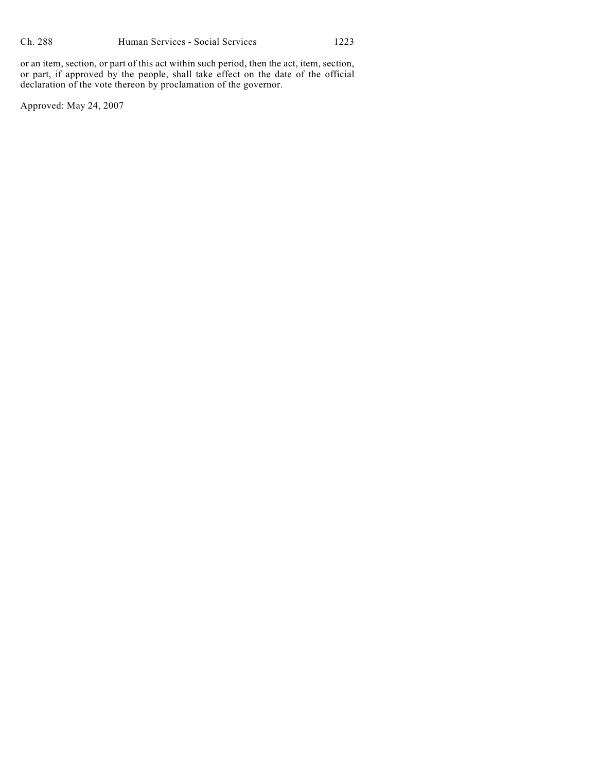or an item, section, or part of this act within such period, then the act, item, section, or part, if approved by the people, shall take effect on the date of the official declaration of the vote thereon by proclamation of the governor.

Approved: May 24, 2007